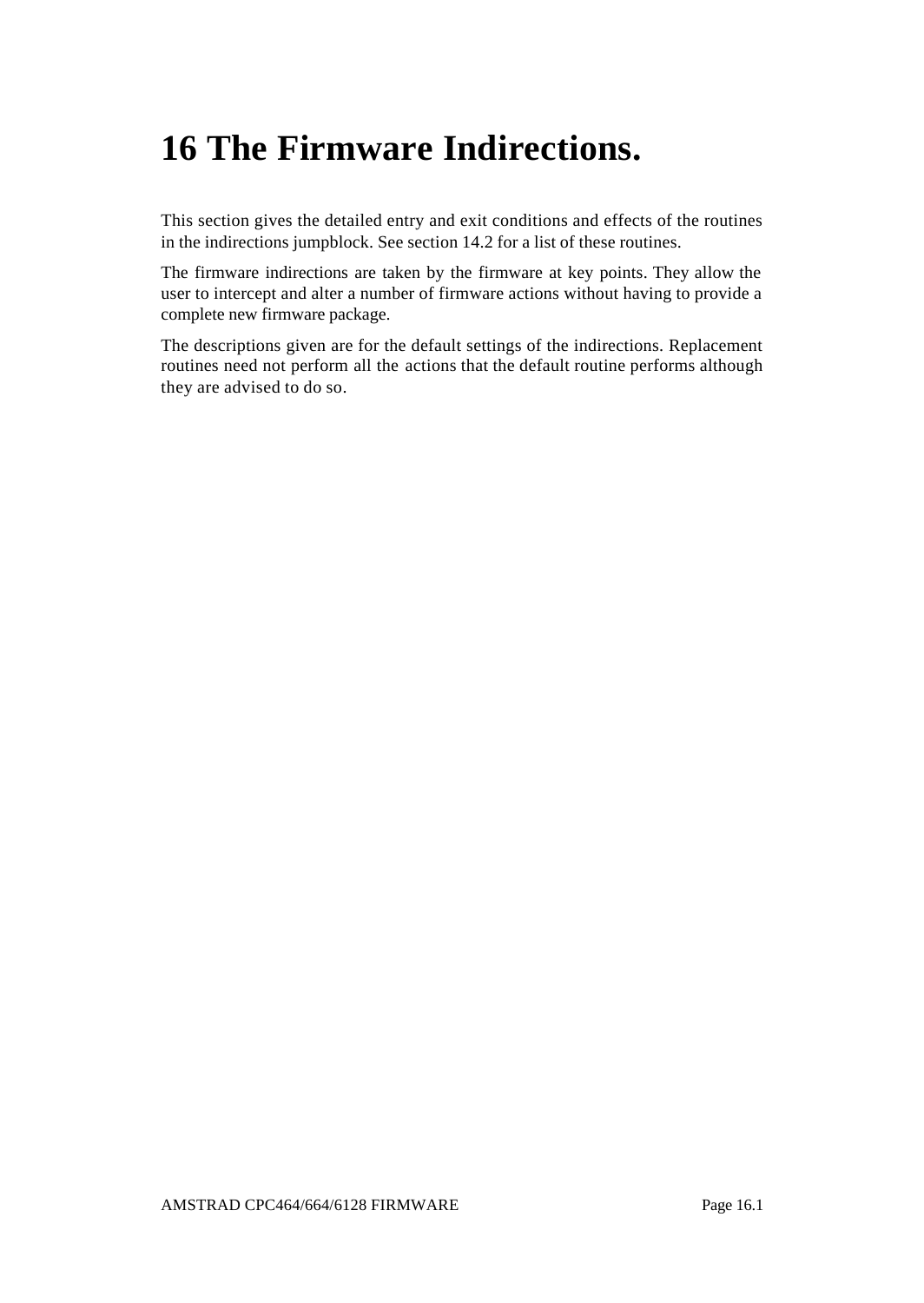# 16 The Firmware Indirections.

This section gives the detailed entry and exit conditions and effects of the routines in the indirections jumpblock. See section 14.2 for a list of these routines.

The firmware indirections are taken by the firmware at key points. They allow the user to intercept and alter a number of firmware actions without having to provide a complete new firmware package.

The descriptions given are for the default settings of the indirections. Replacement routines need not perform all the actions that the default routine performs although they are advised to do so.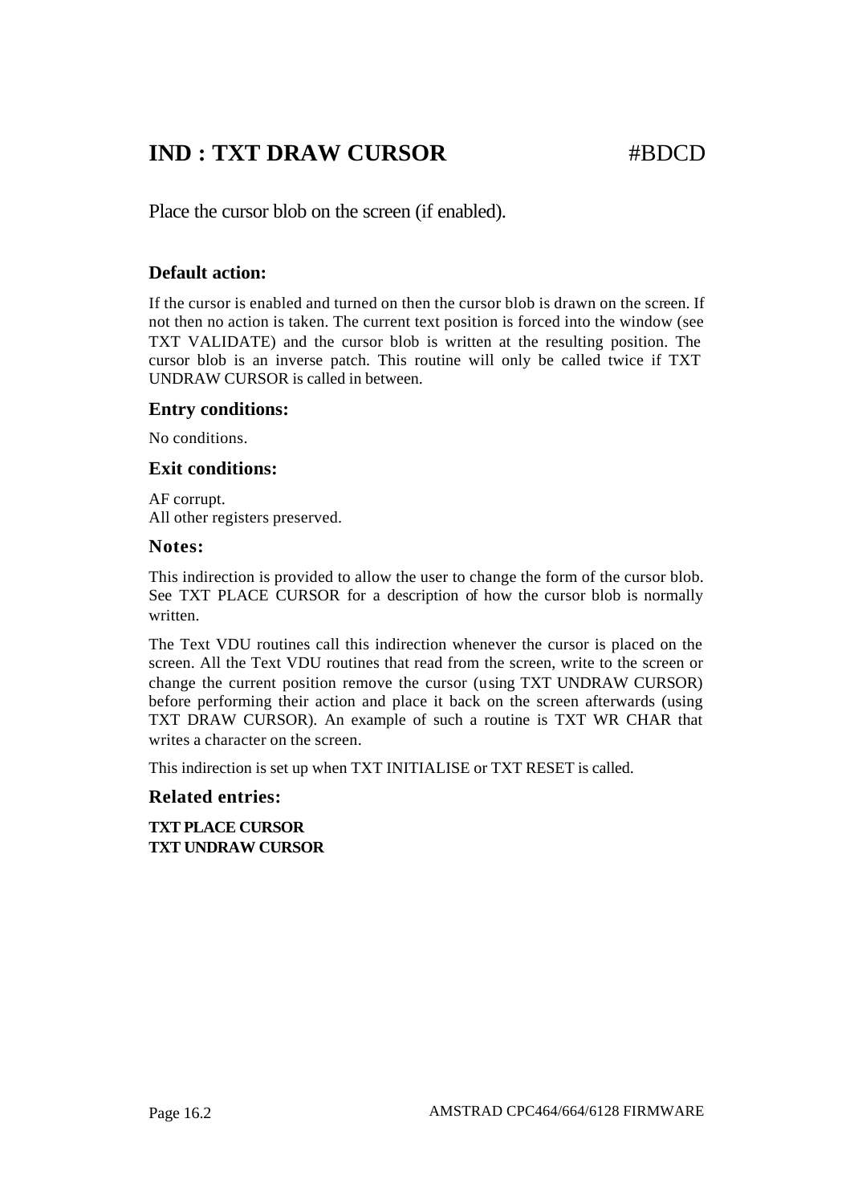# IND : TXT DRAW CURSOR #BDCD

Place the cursor blob on the screen (if enabled).

### Default action:

If the cursor is enabled and turned on then the cursor blob is drawn on the screen. If not then no action is taken. The current text position is forced into the window (see TXT VALIDATE) and the cursor blob is written at the resulting position. The cursor blob is an inverse patch. This routine will only be called twice if TXT UNDRAW CURSOR is called in between.

### Entry conditions:

No conditions.

### Exit conditions:

AF corrupt.
All other registers preserved.

### Notes:

This indirection is provided to allow the user to change the form of the cursor blob. See TXT PLACE CURSOR for a description of how the cursor blob is normally written.

The Text VDU routines call this indirection whenever the cursor is placed on the screen. All the Text VDU routines that read from the screen, write to the screen or change the current position remove the cursor (using TXT UNDRAW CURSOR) before performing their action and place it back on the screen afterwards (using TXT DRAW CURSOR). An example of such a routine is TXT WR CHAR that writes a character on the screen.

This indirection is set up when TXT INITIALISE or TXT RESET is called.

### Related entries:

**TXT PLACE CURSOR**
**TXT UNDRAW CURSOR**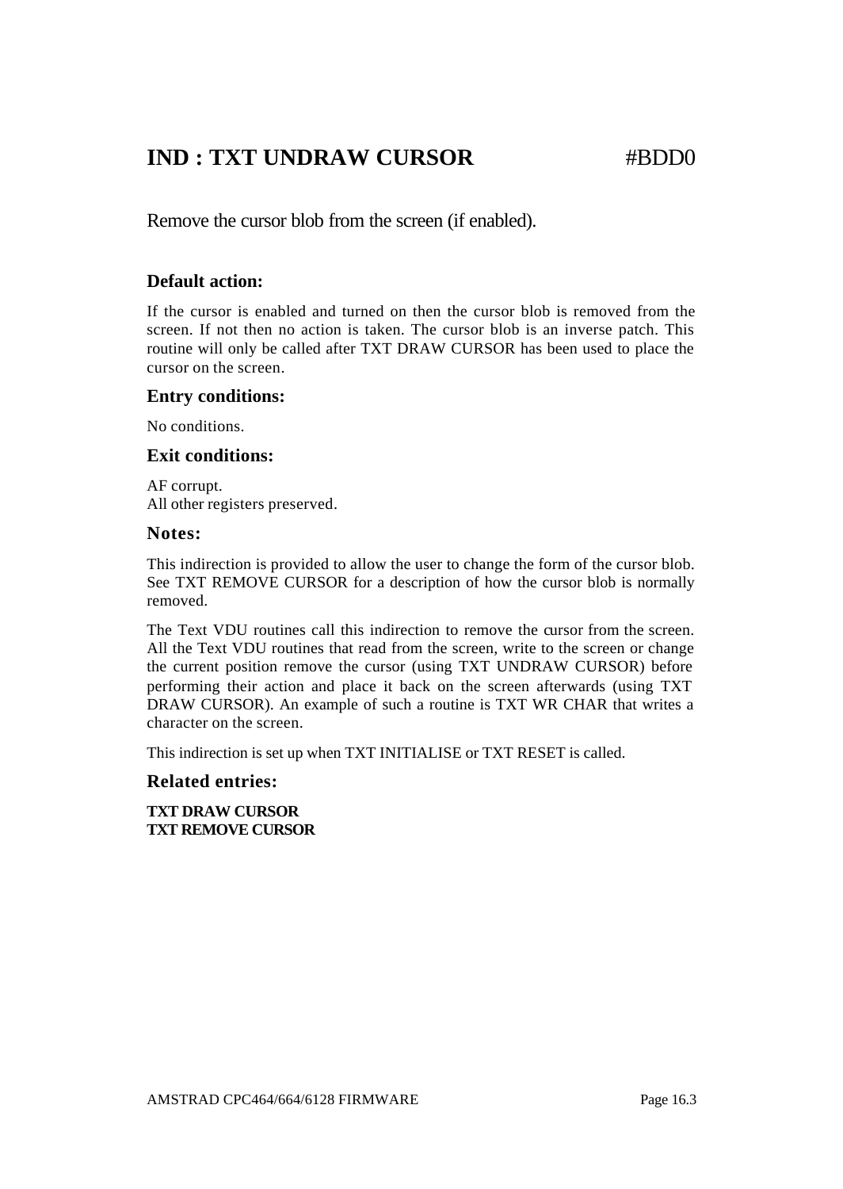# IND : TXT UNDRAW CURSOR #BDD0

Remove the cursor blob from the screen (if enabled).

### Default action:

If the cursor is enabled and turned on then the cursor blob is removed from the screen. If not then no action is taken. The cursor blob is an inverse patch. This routine will only be called after TXT DRAW CURSOR has been used to place the cursor on the screen.

### Entry conditions:

No conditions.

### Exit conditions:

AF corrupt.
All other registers preserved.

### Notes:

This indirection is provided to allow the user to change the form of the cursor blob. See TXT REMOVE CURSOR for a description of how the cursor blob is normally removed.

The Text VDU routines call this indirection to remove the cursor from the screen. All the Text VDU routines that read from the screen, write to the screen or change the current position remove the cursor (using TXT UNDRAW CURSOR) before performing their action and place it back on the screen afterwards (using TXT DRAW CURSOR). An example of such a routine is TXT WR CHAR that writes a character on the screen.

This indirection is set up when TXT INITIALISE or TXT RESET is called.

### Related entries:

**TXT DRAW CURSOR**
**TXT REMOVE CURSOR**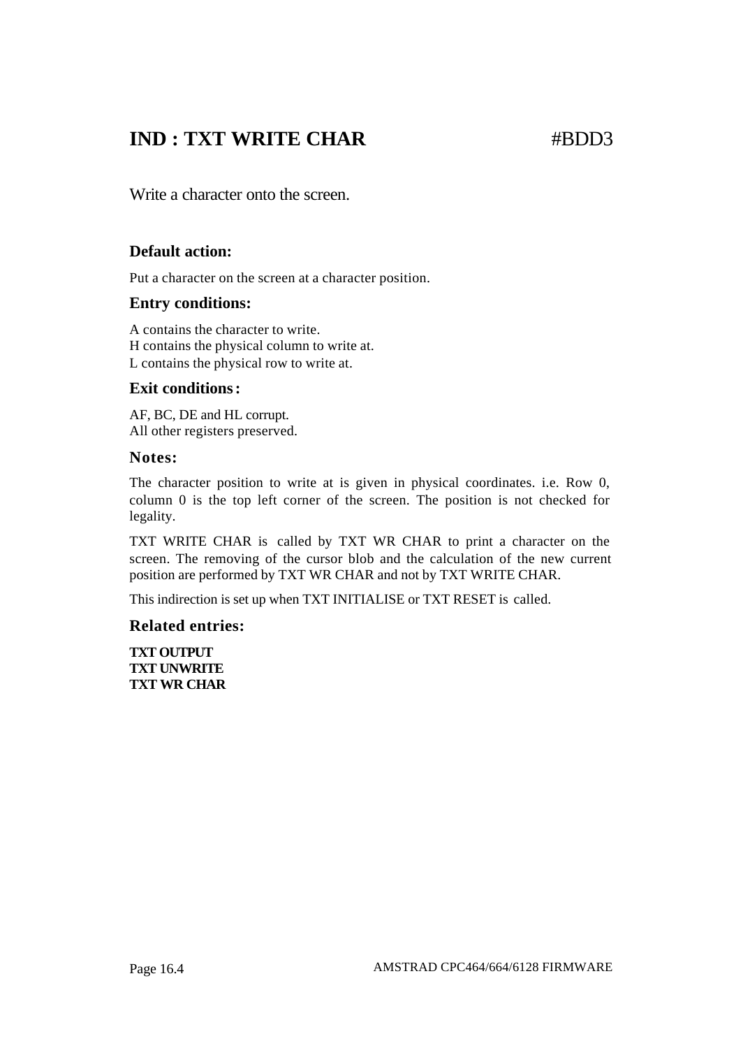# IND : TXT WRITE CHAR #BDD3

Write a character onto the screen.

### Default action:

Put a character on the screen at a character position.

### Entry conditions:

A contains the character to write.
H contains the physical column to write at.
L contains the physical row to write at.

### Exit conditions:

AF, BC, DE and HL corrupt.
All other registers preserved.

### Notes:

The character position to write at is given in physical coordinates. i.e. Row 0, column 0 is the top left corner of the screen. The position is not checked for legality.

TXT WRITE CHAR is called by TXT WR CHAR to print a character on the screen. The removing of the cursor blob and the calculation of the new current position are performed by TXT WR CHAR and not by TXT WRITE CHAR.

This indirection is set up when TXT INITIALISE or TXT RESET is called.

### Related entries:

**TXT OUTPUT**
**TXT UNWRITE**
**TXT WR CHAR**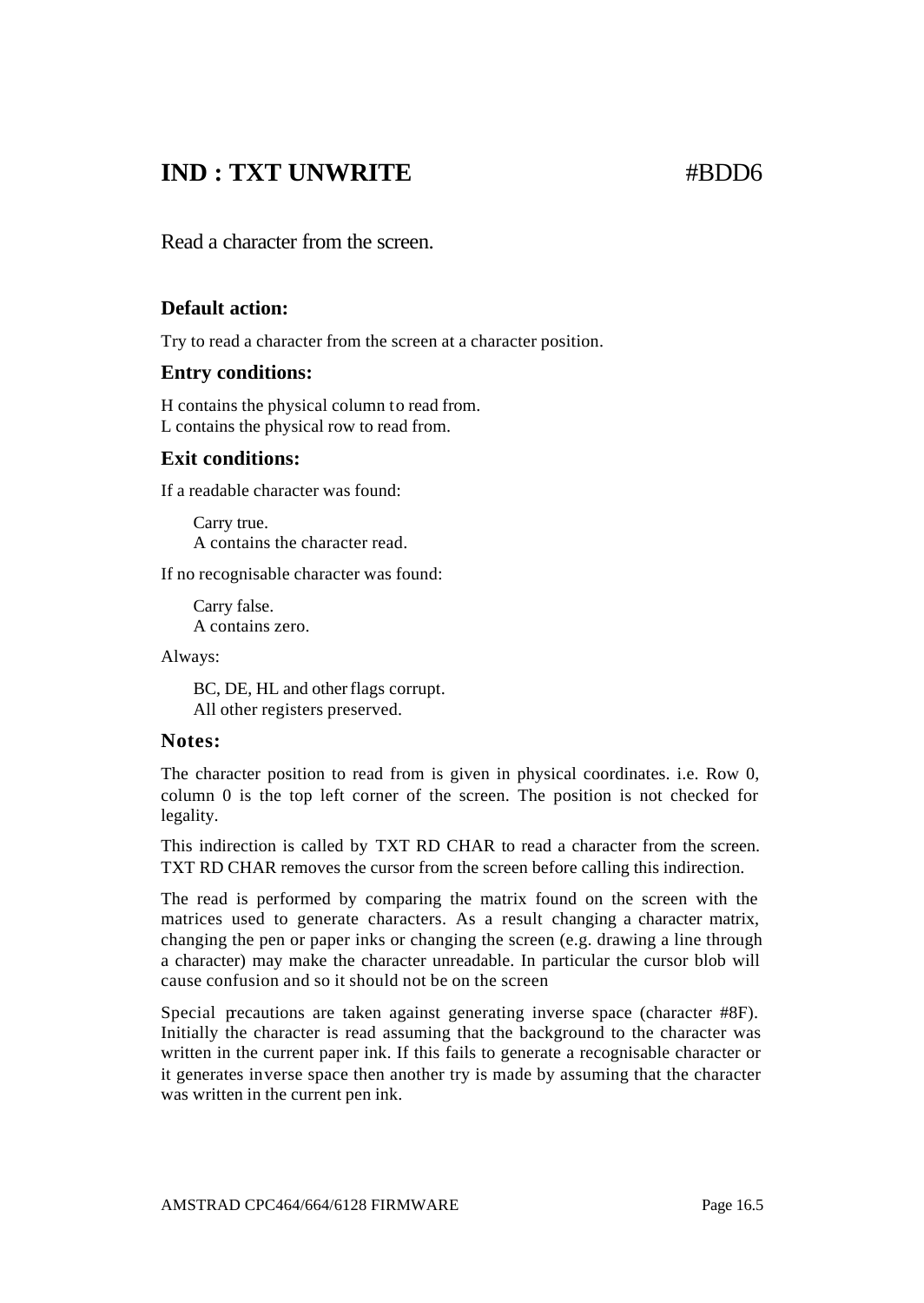# IND : TXT UNWRITE #BDD6

Read a character from the screen.

### Default action:

Try to read a character from the screen at a character position.

### Entry conditions:

H contains the physical column to read from.
L contains the physical row to read from.

### Exit conditions:

If a readable character was found:

> Carry true.
> A contains the character read.

If no recognisable character was found:

> Carry false.
> A contains zero.

Always:

> BC, DE, HL and other flags corrupt.
> All other registers preserved.

### Notes:

The character position to read from is given in physical coordinates. i.e. Row 0, column 0 is the top left corner of the screen. The position is not checked for legality.

This indirection is called by TXT RD CHAR to read a character from the screen. TXT RD CHAR removes the cursor from the screen before calling this indirection.

The read is performed by comparing the matrix found on the screen with the matrices used to generate characters. As a result changing a character matrix, changing the pen or paper inks or changing the screen (e.g. drawing a line through a character) may make the character unreadable. In particular the cursor blob will cause confusion and so it should not be on the screen

Special precautions are taken against generating inverse space (character #8F). Initially the character is read assuming that the background to the character was written in the current paper ink. If this fails to generate a recognisable character or it generates inverse space then another try is made by assuming that the character was written in the current pen ink.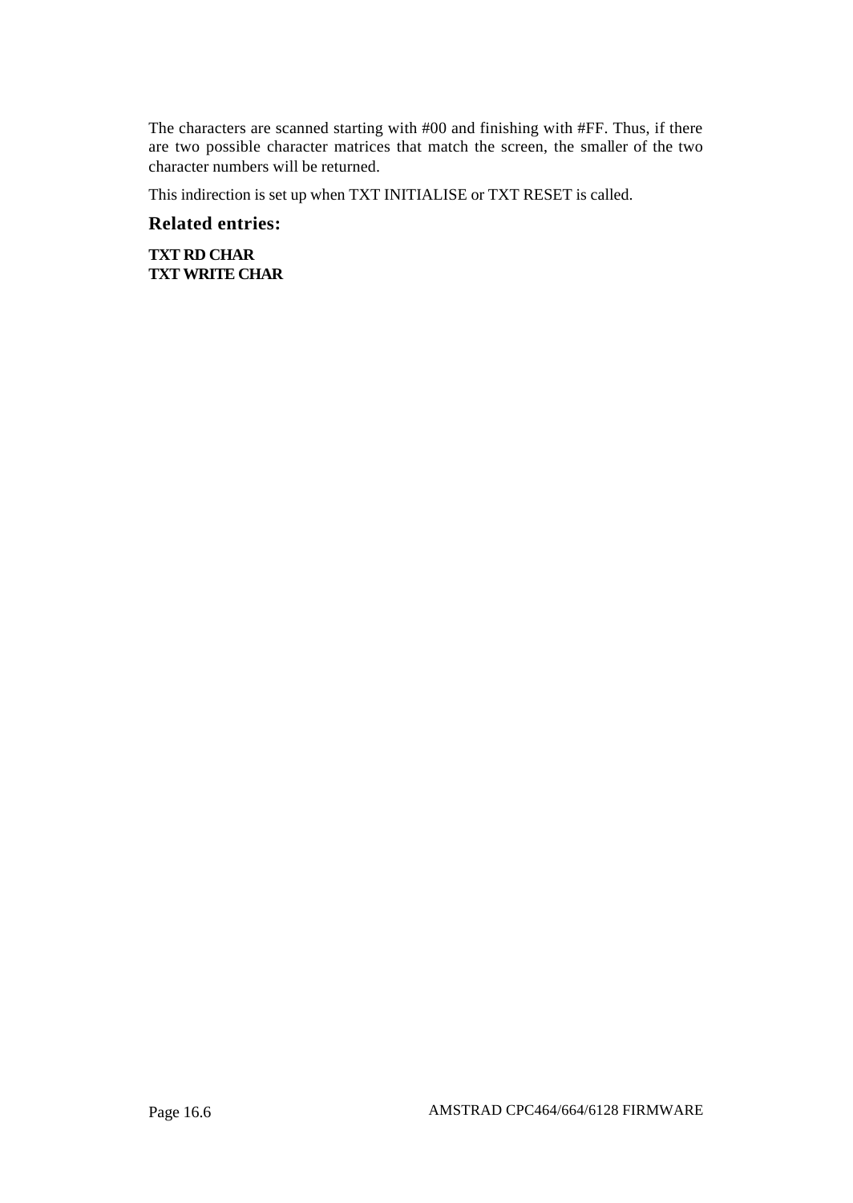The characters are scanned starting with #00 and finishing with #FF. Thus, if there are two possible character matrices that match the screen, the smaller of the two character numbers will be returned.

This indirection is set up when TXT INITIALISE or TXT RESET is called.

### Related entries:

**TXT RD CHAR**
**TXT WRITE CHAR**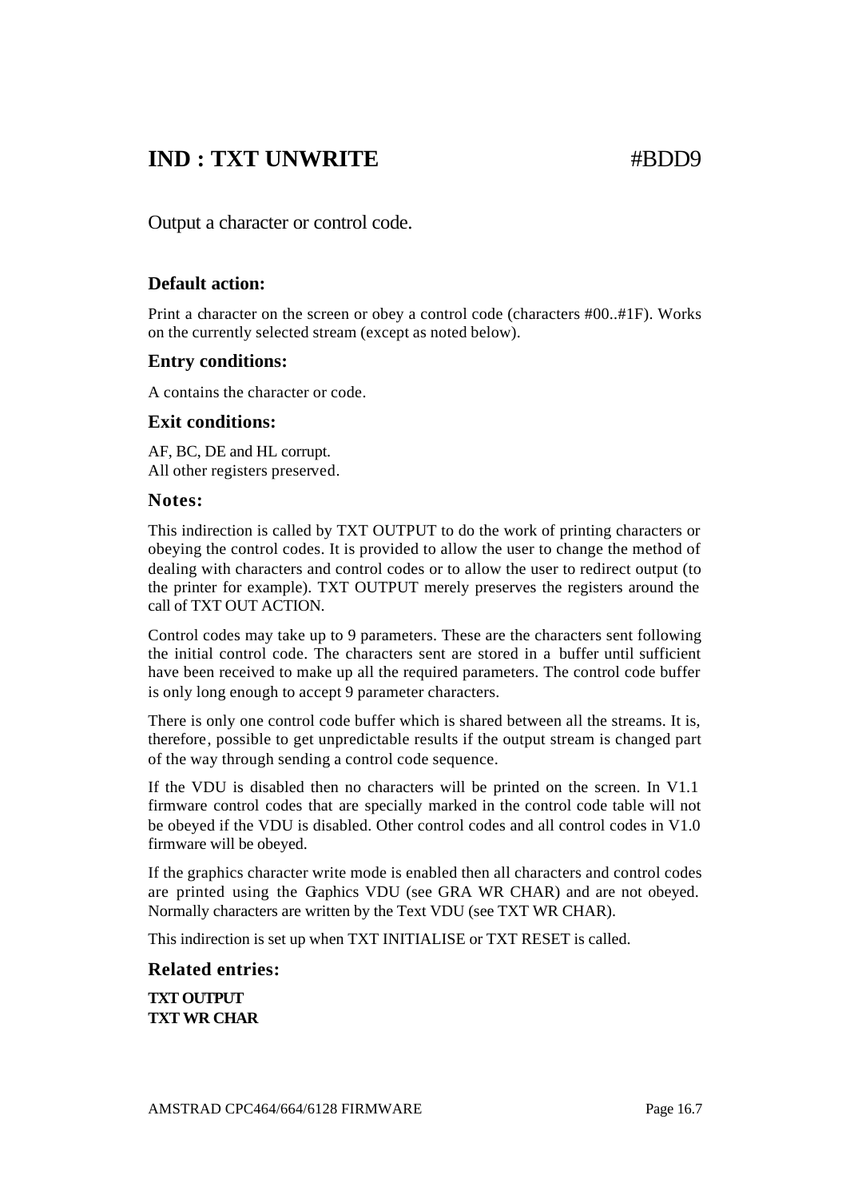# IND : TXT UNWRITE #BDD9

Output a character or control code.

### Default action:

Print a character on the screen or obey a control code (characters #00..#1F). Works on the currently selected stream (except as noted below).

### Entry conditions:

A contains the character or code.

### Exit conditions:

AF, BC, DE and HL corrupt.
All other registers preserved.

### Notes:

This indirection is called by TXT OUTPUT to do the work of printing characters or obeying the control codes. It is provided to allow the user to change the method of dealing with characters and control codes or to allow the user to redirect output (to the printer for example). TXT OUTPUT merely preserves the registers around the call of TXT OUT ACTION.

Control codes may take up to 9 parameters. These are the characters sent following the initial control code. The characters sent are stored in a buffer until sufficient have been received to make up all the required parameters. The control code buffer is only long enough to accept 9 parameter characters.

There is only one control code buffer which is shared between all the streams. It is, therefore, possible to get unpredictable results if the output stream is changed part of the way through sending a control code sequence.

If the VDU is disabled then no characters will be printed on the screen. In V1.1 firmware control codes that are specially marked in the control code table will not be obeyed if the VDU is disabled. Other control codes and all control codes in V1.0 firmware will be obeyed.

If the graphics character write mode is enabled then all characters and control codes are printed using the Graphics VDU (see GRA WR CHAR) and are not obeyed. Normally characters are written by the Text VDU (see TXT WR CHAR).

This indirection is set up when TXT INITIALISE or TXT RESET is called.

### Related entries:

**TXT OUTPUT**
**TXT WR CHAR**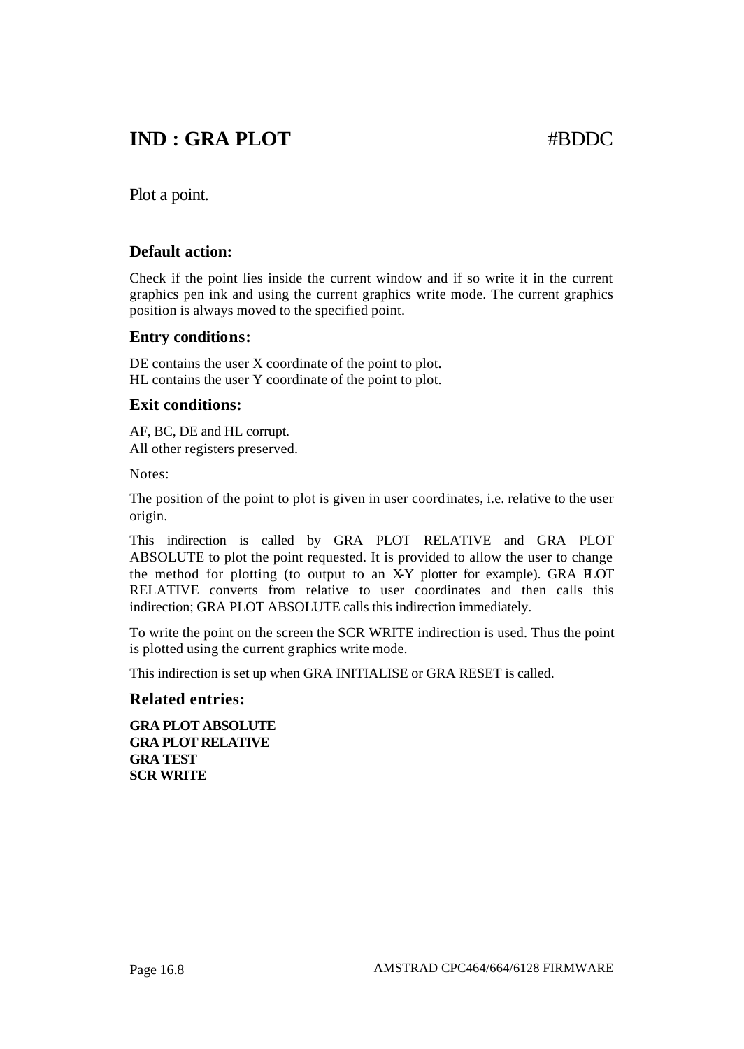# IND : GRA PLOT #BDDC

Plot a point.

### Default action:

Check if the point lies inside the current window and if so write it in the current graphics pen ink and using the current graphics write mode. The current graphics position is always moved to the specified point.

### Entry conditions:

DE contains the user X coordinate of the point to plot.
HL contains the user Y coordinate of the point to plot.

### Exit conditions:

AF, BC, DE and HL corrupt.
All other registers preserved.

Notes:

The position of the point to plot is given in user coordinates, i.e. relative to the user origin.

This indirection is called by GRA PLOT RELATIVE and GRA PLOT ABSOLUTE to plot the point requested. It is provided to allow the user to change the method for plotting (to output to an X-Y plotter for example). GRA PLOT RELATIVE converts from relative to user coordinates and then calls this indirection; GRA PLOT ABSOLUTE calls this indirection immediately.

To write the point on the screen the SCR WRITE indirection is used. Thus the point is plotted using the current graphics write mode.

This indirection is set up when GRA INITIALISE or GRA RESET is called.

### Related entries:

**GRA PLOT ABSOLUTE**
**GRA PLOT RELATIVE**
**GRA TEST**
**SCR WRITE**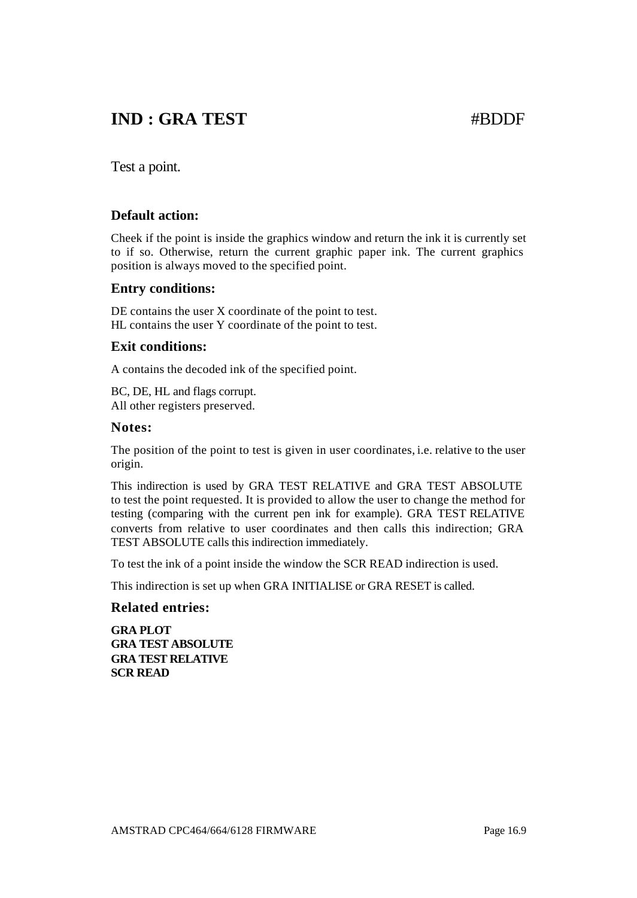# IND : GRA TEST #BDDF

Test a point.

### Default action:

Cheek if the point is inside the graphics window and return the ink it is currently set to if so. Otherwise, return the current graphic paper ink. The current graphics position is always moved to the specified point.

### Entry conditions:

DE contains the user X coordinate of the point to test.
HL contains the user Y coordinate of the point to test.

### Exit conditions:

A contains the decoded ink of the specified point.

BC, DE, HL and flags corrupt.
All other registers preserved.

### Notes:

The position of the point to test is given in user coordinates, i.e. relative to the user origin.

This indirection is used by GRA TEST RELATIVE and GRA TEST ABSOLUTE to test the point requested. It is provided to allow the user to change the method for testing (comparing with the current pen ink for example). GRA TEST RELATIVE converts from relative to user coordinates and then calls this indirection; GRA TEST ABSOLUTE calls this indirection immediately.

To test the ink of a point inside the window the SCR READ indirection is used.

This indirection is set up when GRA INITIALISE or GRA RESET is called.

### Related entries:

**GRA PLOT**
**GRA TEST ABSOLUTE**
**GRA TEST RELATIVE**
**SCR READ**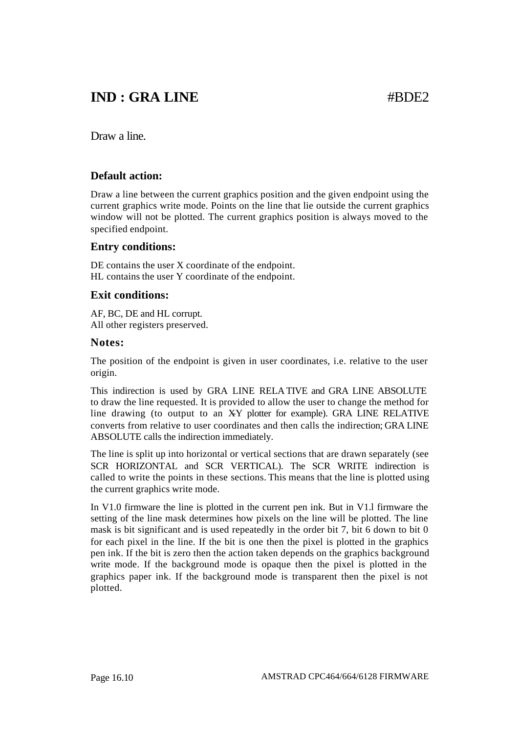# IND : GRA LINE #BDE2

Draw a line.

### Default action:

Draw a line between the current graphics position and the given endpoint using the current graphics write mode. Points on the line that lie outside the current graphics window will not be plotted. The current graphics position is always moved to the specified endpoint.

### Entry conditions:

DE contains the user X coordinate of the endpoint.
HL contains the user Y coordinate of the endpoint.

### Exit conditions:

AF, BC, DE and HL corrupt.
All other registers preserved.

### Notes:

The position of the endpoint is given in user coordinates, i.e. relative to the user origin.

This indirection is used by GRA LINE RELATIVE and GRA LINE ABSOLUTE to draw the line requested. It is provided to allow the user to change the method for line drawing (to output to an XY plotter for example). GRA LINE RELATIVE converts from relative to user coordinates and then calls the indirection; GRA LINE ABSOLUTE calls the indirection immediately.

The line is split up into horizontal or vertical sections that are drawn separately (see SCR HORIZONTAL and SCR VERTICAL). The SCR WRITE indirection is called to write the points in these sections. This means that the line is plotted using the current graphics write mode.

In V1.0 firmware the line is plotted in the current pen ink. But in V1.1 firmware the setting of the line mask determines how pixels on the line will be plotted. The line mask is bit significant and is used repeatedly in the order bit 7, bit 6 down to bit 0 for each pixel in the line. If the bit is one then the pixel is plotted in the graphics pen ink. If the bit is zero then the action taken depends on the graphics background write mode. If the background mode is opaque then the pixel is plotted in the graphics paper ink. If the background mode is transparent then the pixel is not plotted.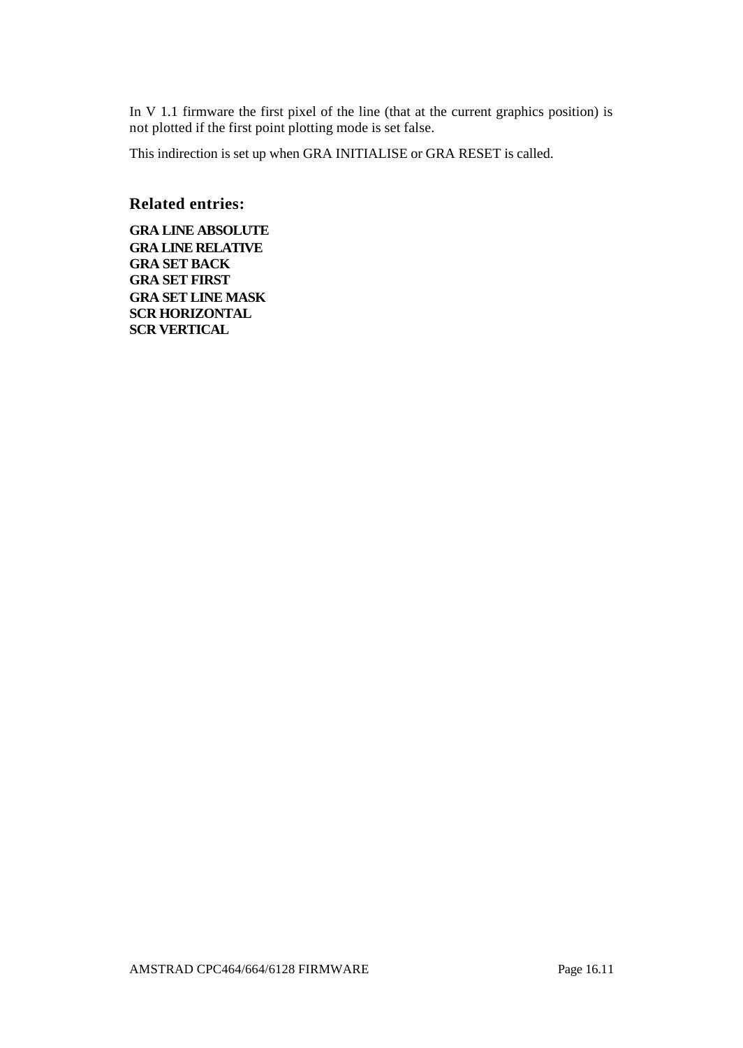In V 1.1 firmware the first pixel of the line (that at the current graphics position) is not plotted if the first point plotting mode is set false.

This indirection is set up when GRA INITIALISE or GRA RESET is called.

### Related entries:

**GRA LINE ABSOLUTE**
**GRA LINE RELATIVE**
**GRA SET BACK**
**GRA SET FIRST**
**GRA SET LINE MASK**
**SCR HORIZONTAL**
**SCR VERTICAL**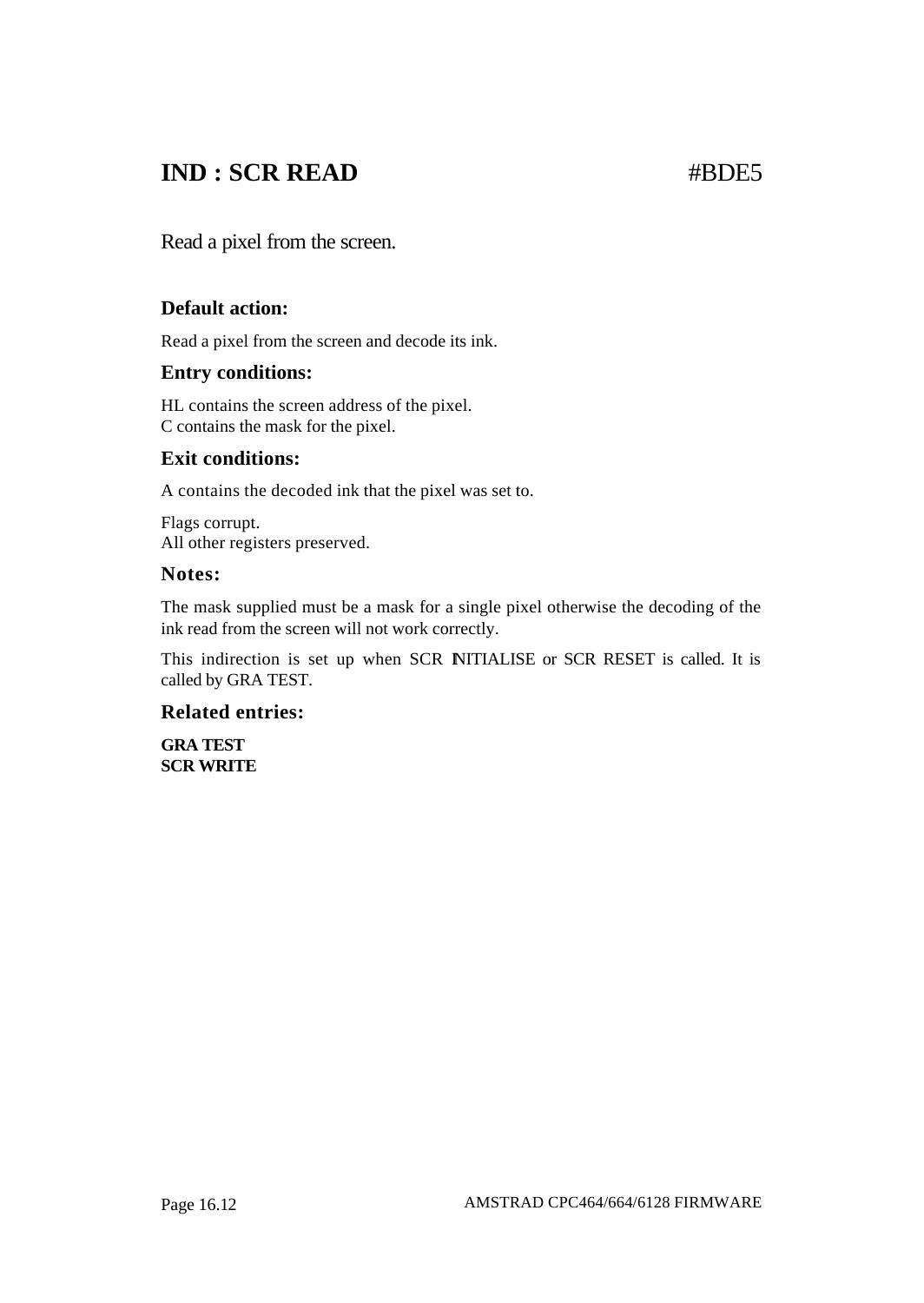# IND : SCR READ #BDE5

Read a pixel from the screen.

### Default action:

Read a pixel from the screen and decode its ink.

### Entry conditions:

HL contains the screen address of the pixel.
C contains the mask for the pixel.

### Exit conditions:

A contains the decoded ink that the pixel was set to.

Flags corrupt.
All other registers preserved.

### Notes:

The mask supplied must be a mask for a single pixel otherwise the decoding of the ink read from the screen will not work correctly.

This indirection is set up when SCR INITIALISE or SCR RESET is called. It is called by GRA TEST.

### Related entries:

**GRA TEST**
**SCR WRITE**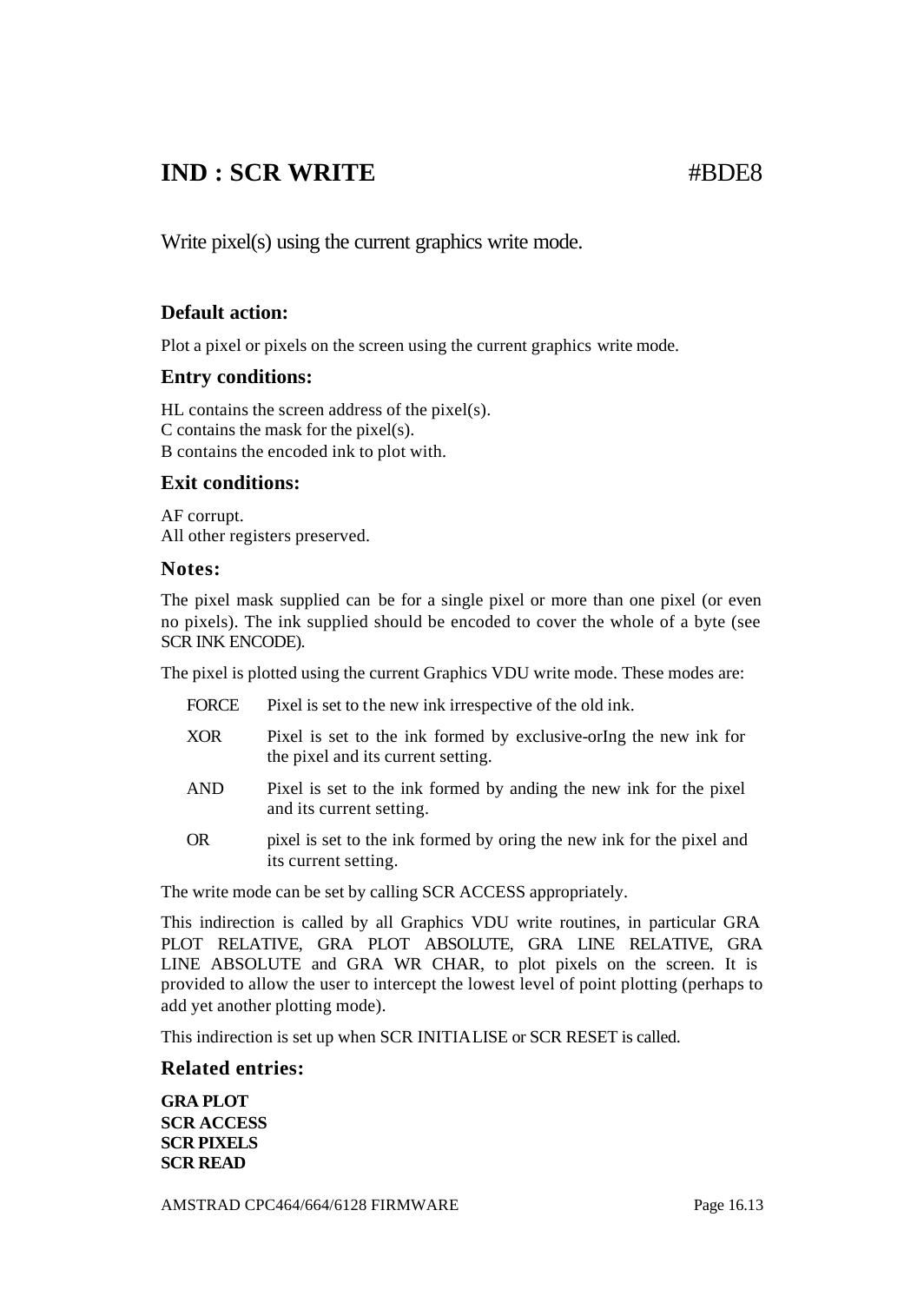# IND : SCR WRITE #BDE8

Write pixel(s) using the current graphics write mode.

### Default action:

Plot a pixel or pixels on the screen using the current graphics write mode.

### Entry conditions:

HL contains the screen address of the pixel(s).
C contains the mask for the pixel(s).
B contains the encoded ink to plot with.

### Exit conditions:

AF corrupt.
All other registers preserved.

### Notes:

The pixel mask supplied can be for a single pixel or more than one pixel (or even no pixels). The ink supplied should be encoded to cover the whole of a byte (see SCR INK ENCODE).

The pixel is plotted using the current Graphics VDU write mode. These modes are:

| | |
|---|---|
| FORCE | Pixel is set to the new ink irrespective of the old ink. |
| XOR | Pixel is set to the ink formed by exclusive-orIng the new ink for the pixel and its current setting. |
| AND | Pixel is set to the ink formed by anding the new ink for the pixel and its current setting. |
| OR | pixel is set to the ink formed by oring the new ink for the pixel and its current setting. |

The write mode can be set by calling SCR ACCESS appropriately.

This indirection is called by all Graphics VDU write routines, in particular GRA PLOT RELATIVE, GRA PLOT ABSOLUTE, GRA LINE RELATIVE, GRA LINE ABSOLUTE and GRA WR CHAR, to plot pixels on the screen. It is provided to allow the user to intercept the lowest level of point plotting (perhaps to add yet another plotting mode).

This indirection is set up when SCR INITIALISE or SCR RESET is called.

### Related entries:

**GRA PLOT**
**SCR ACCESS**
**SCR PIXELS**
**SCR READ**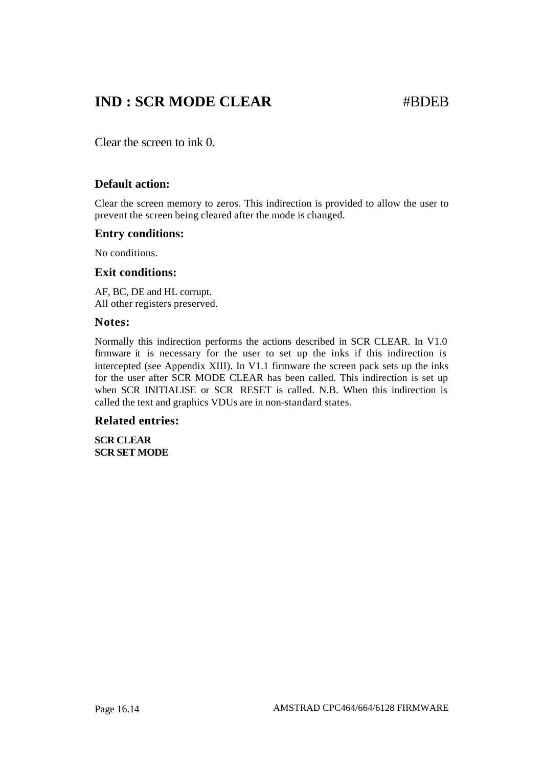# IND : SCR MODE CLEAR #BDEB

Clear the screen to ink 0.

### Default action:

Clear the screen memory to zeros. This indirection is provided to allow the user to prevent the screen being cleared after the mode is changed.

### Entry conditions:

No conditions.

### Exit conditions:

AF, BC, DE and HL corrupt.
All other registers preserved.

### Notes:

Normally this indirection performs the actions described in SCR CLEAR. In V1.0 firmware it is necessary for the user to set up the inks if this indirection is intercepted (see Appendix XIII). In V1.1 firmware the screen pack sets up the inks for the user after SCR MODE CLEAR has been called. This indirection is set up when SCR INITIALISE or SCR RESET is called. N.B. When this indirection is called the text and graphics VDUs are in non-standard states.

### Related entries:

**SCR CLEAR**
**SCR SET MODE**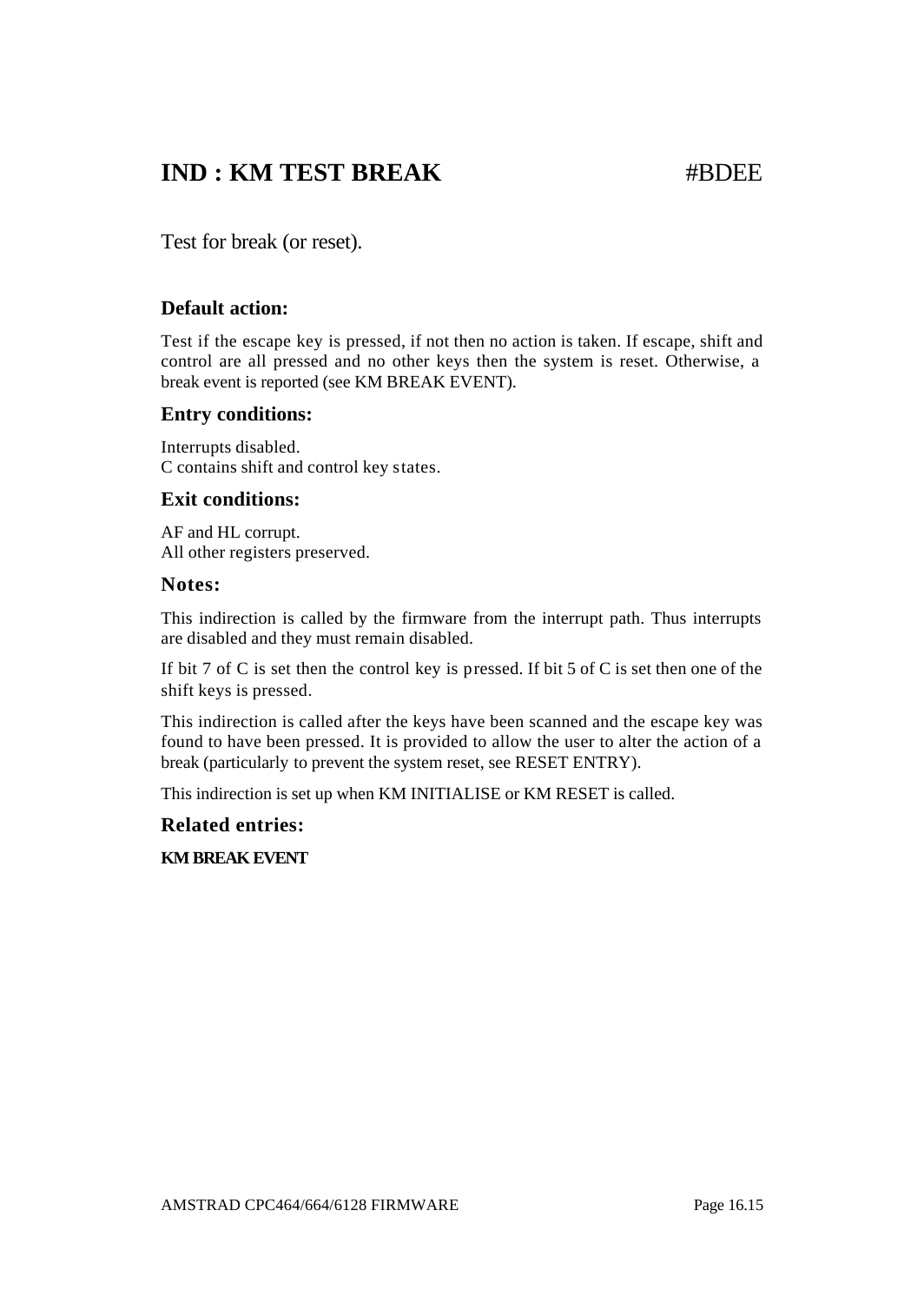# IND : KM TEST BREAK #BDEE

Test for break (or reset).

### Default action:

Test if the escape key is pressed, if not then no action is taken. If escape, shift and control are all pressed and no other keys then the system is reset. Otherwise, a break event is reported (see KM BREAK EVENT).

### Entry conditions:

Interrupts disabled.
C contains shift and control key states.

### Exit conditions:

AF and HL corrupt.
All other registers preserved.

### Notes:

This indirection is called by the firmware from the interrupt path. Thus interrupts are disabled and they must remain disabled.

If bit 7 of C is set then the control key is pressed. If bit 5 of C is set then one of the shift keys is pressed.

This indirection is called after the keys have been scanned and the escape key was found to have been pressed. It is provided to allow the user to alter the action of a break (particularly to prevent the system reset, see RESET ENTRY).

This indirection is set up when KM INITIALISE or KM RESET is called.

### Related entries:

**KM BREAK EVENT**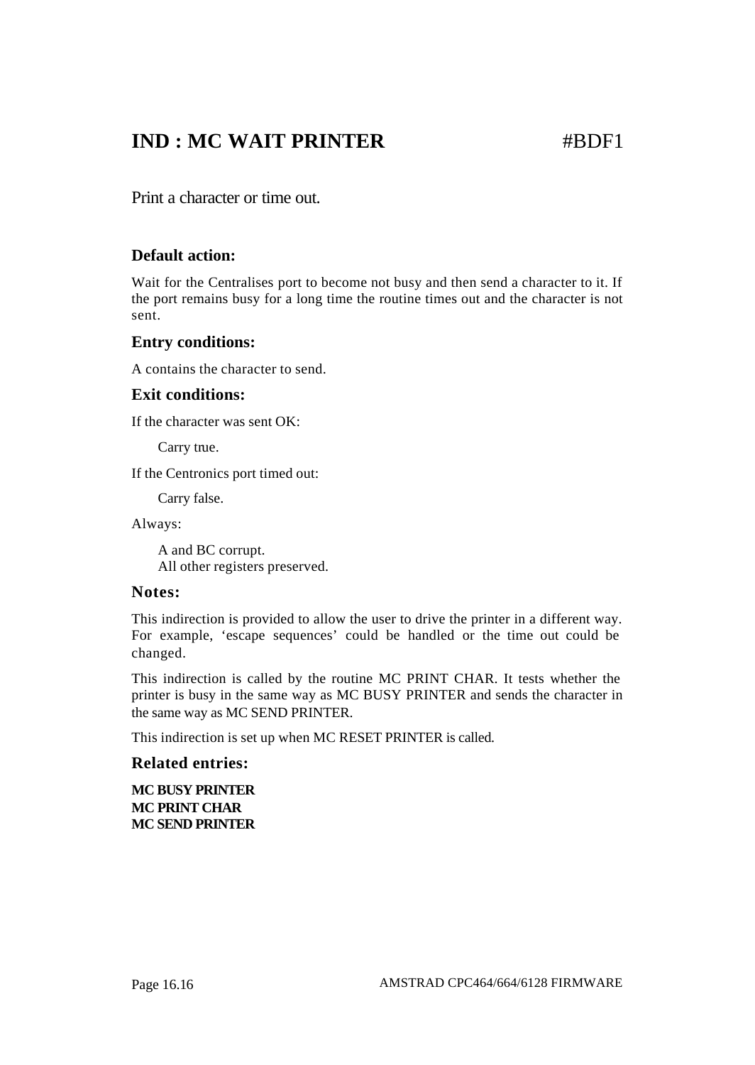# IND : MC WAIT PRINTER #BDF1

Print a character or time out.

### Default action:

Wait for the Centralises port to become not busy and then send a character to it. If the port remains busy for a long time the routine times out and the character is not sent.

### Entry conditions:

A contains the character to send.

### Exit conditions:

If the character was sent OK:

Carry true.

If the Centronics port timed out:

Carry false.

Always:

A and BC corrupt.
All other registers preserved.

### Notes:

This indirection is provided to allow the user to drive the printer in a different way. For example, ‘escape sequences’ could be handled or the time out could be changed.

This indirection is called by the routine MC PRINT CHAR. It tests whether the printer is busy in the same way as MC BUSY PRINTER and sends the character in the same way as MC SEND PRINTER.

This indirection is set up when MC RESET PRINTER is called.

### Related entries:

**MC BUSY PRINTER**
**MC PRINT CHAR**
**MC SEND PRINTER**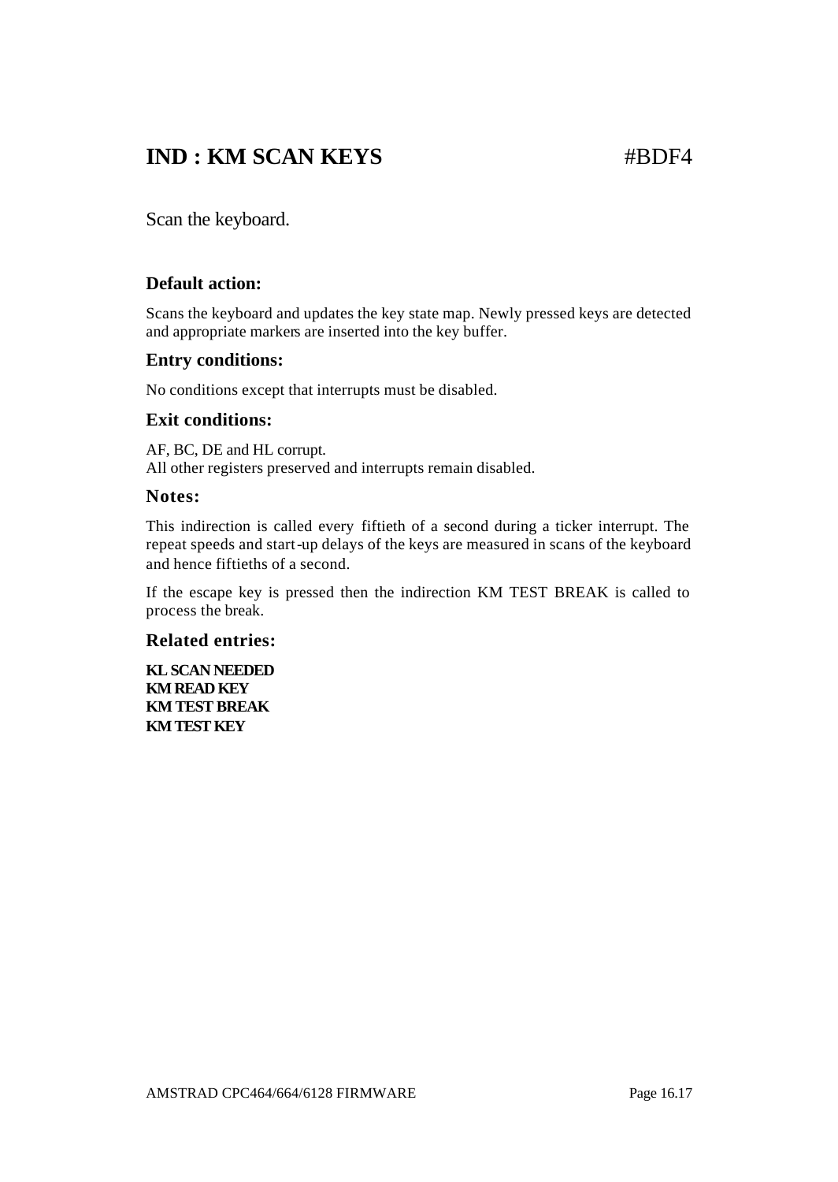# IND : KM SCAN KEYS #BDF4

Scan the keyboard.

### Default action:

Scans the keyboard and updates the key state map. Newly pressed keys are detected and appropriate markers are inserted into the key buffer.

### Entry conditions:

No conditions except that interrupts must be disabled.

### Exit conditions:

AF, BC, DE and HL corrupt.
All other registers preserved and interrupts remain disabled.

### Notes:

This indirection is called every fiftieth of a second during a ticker interrupt. The repeat speeds and start-up delays of the keys are measured in scans of the keyboard and hence fiftieths of a second.

If the escape key is pressed then the indirection KM TEST BREAK is called to process the break.

### Related entries:

**KL SCAN NEEDED**
**KM READ KEY**
**KM TEST BREAK**
**KM TEST KEY**